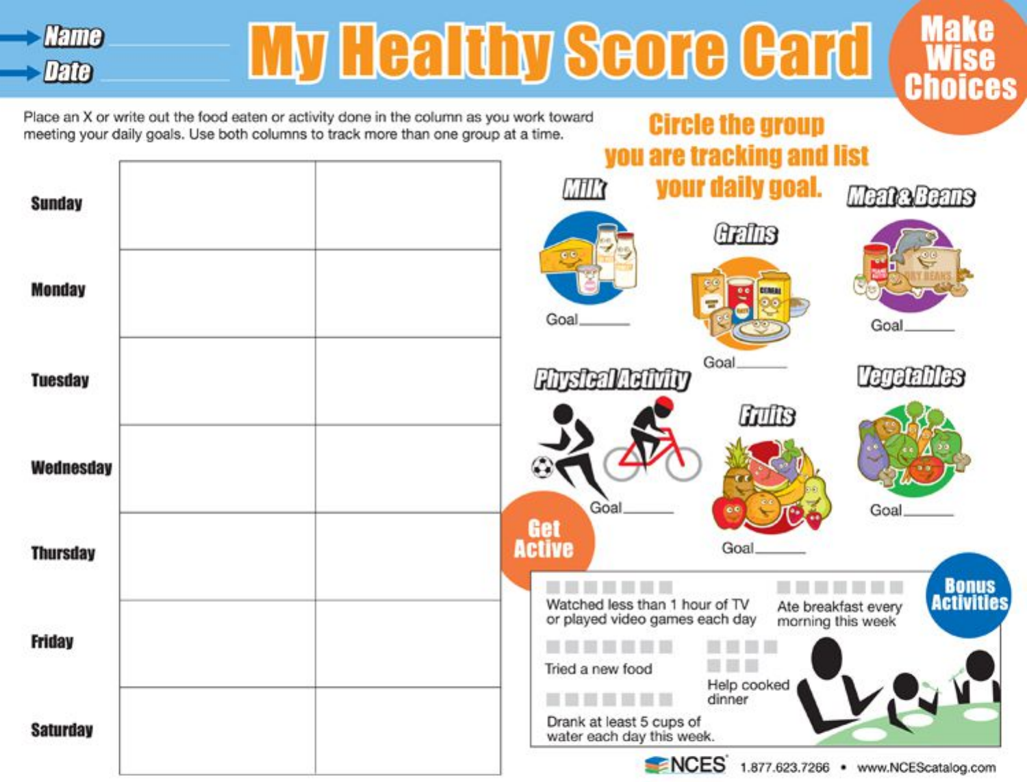# My Healthy Score Card

**Name** ____________

**Date** ____________

**Make Wise Choices**

Place an X or write out the food eaten or activity done in the column as you work toward meeting your daily goals. Use both columns to track more than one group at a time.

| | | |
|---|---|---|
| **Sunday** | | |
| **Monday** | | |
| **Tuesday** | | |
| **Wednesday** | | |
| **Thursday** | | |
| **Friday** | | |
| **Saturday** | | |

## Circle the group you are tracking and list your daily goal.

**Milk**
Goal______

**Grains**
Goal______

**Meat & Beans**
Goal______

**Physical Activity**
Goal______

**Fruits**
Goal______

**Vegetables**
Goal______

**Get Active**

## Bonus Activities

- ☐☐☐☐☐☐☐ Watched less than 1 hour of TV or played video games each day
- ☐☐☐☐☐☐☐ Ate breakfast every morning this week
- ☐☐☐☐☐☐☐ Tried a new food
- ☐☐☐☐☐☐☐ Help cooked dinner
- ☐☐☐☐☐☐☐ Drank at least 5 cups of water each day this week.

NCES 1.877.623.7266 • www.NCEScatalog.com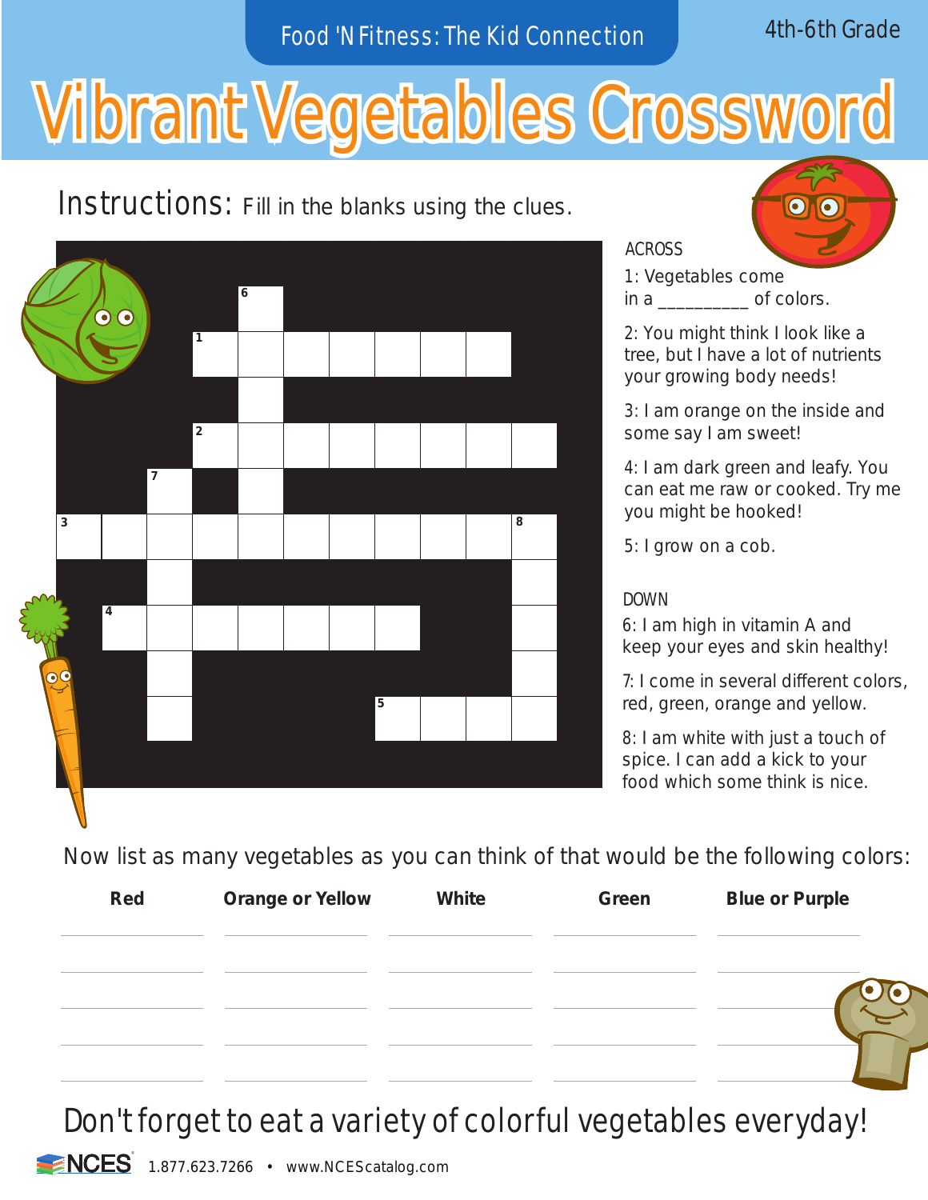Food 'N Fitness: The Kid Connection

4th-6th Grade

# Vibrant Vegetables Crossword

**Instructions:** Fill in the blanks using the clues.

## ACROSS

1: Vegetables come in a __________ of colors.

2: You might think I look like a tree, but I have a lot of nutrients your growing body needs!

3: I am orange on the inside and some say I am sweet!

4: I am dark green and leafy. You can eat me raw or cooked. Try me you might be hooked!

5: I grow on a cob.

## DOWN

6: I am high in vitamin A and keep your eyes and skin healthy!

7: I come in several different colors, red, green, orange and yellow.

8: I am white with just a touch of spice. I can add a kick to your food which some think is nice.

Now list as many vegetables as you can think of that would be the following colors:

| Red | Orange or Yellow | White | Green | Blue or Purple |
|---|---|---|---|---|
| | | | | |
| | | | | |
| | | | | |
| | | | | |
| | | | | |

## Don't forget to eat a variety of colorful vegetables everyday!

NCES 1.877.623.7266 • www.NCEScatalog.com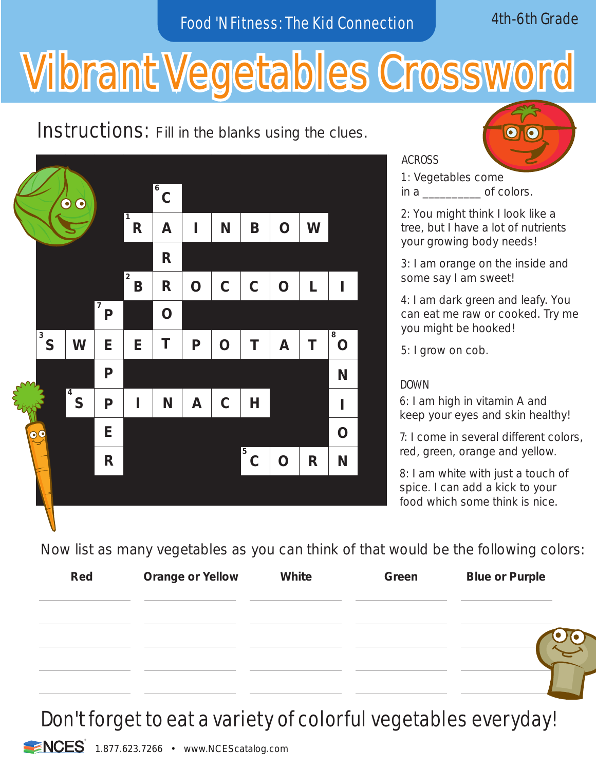Food 'N Fitness: The Kid Connection

4th-6th Grade

# Vibrant Vegetables Crossword

## Instructions: Fill in the blanks using the clues.

|   |   |   |   |   |   |   |   |   |   |   |   |
|---|---|---|---|---|---|---|---|---|---|---|---|
|   |   |   |   | 6 C |   |   |   |   |   |   |   |
|   |   |   | 1 R | A | I | N | B | O | W |   |   |
|   |   |   |   | R |   |   |   |   |   |   |   |
|   |   |   | 2 B | R | O | C | C | O | L | I |   |
|   |   | 7 P |   | O |   |   |   |   |   |   |   |
| 3 S | W | E | E | T | P | O | T | A | T | 8 O |   |
|   |   | P |   |   |   |   |   |   |   | N |   |
|   | 4 S | P | I | N | A | C | H |   |   | I |   |
|   |   | E |   |   |   |   |   |   |   | O |   |
|   |   | R |   |   |   |   | 5 C | O | R | N |   |

ACROSS

1: Vegetables come in a _________ of colors.

2: You might think I look like a tree, but I have a lot of nutrients your growing body needs!

3: I am orange on the inside and some say I am sweet!

4: I am dark green and leafy. You can eat me raw or cooked. Try me you might be hooked!

5: I grow on cob.

DOWN

6: I am high in vitamin A and keep your eyes and skin healthy!

7: I come in several different colors, red, green, orange and yellow.

8: I am white with just a touch of spice. I can add a kick to your food which some think is nice.

Now list as many vegetables as you can think of that would be the following colors:

| Red | Orange or Yellow | White | Green | Blue or Purple |
|---|---|---|---|---|
| | | | | |
| | | | | |
| | | | | |
| | | | | |
| | | | | |

Don't forget to eat a variety of colorful vegetables everyday!

NCES 1.877.623.7266 • www.NCEScatalog.com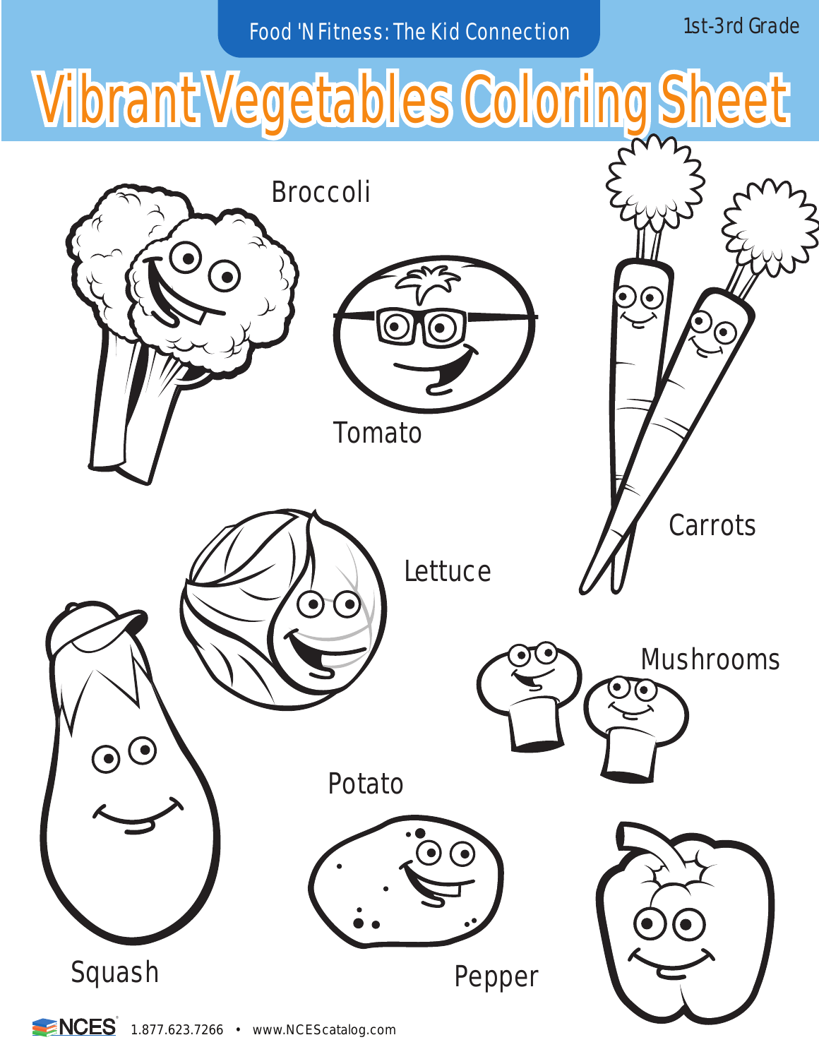Food 'N Fitness: The Kid Connection

1st-3rd Grade

# Vibrant Vegetables Coloring Sheet

Broccoli

Tomato

Carrots

Lettuce

Mushrooms

Potato

Squash

Pepper

NCES 1.877.623.7266 • www.NCEScatalog.com